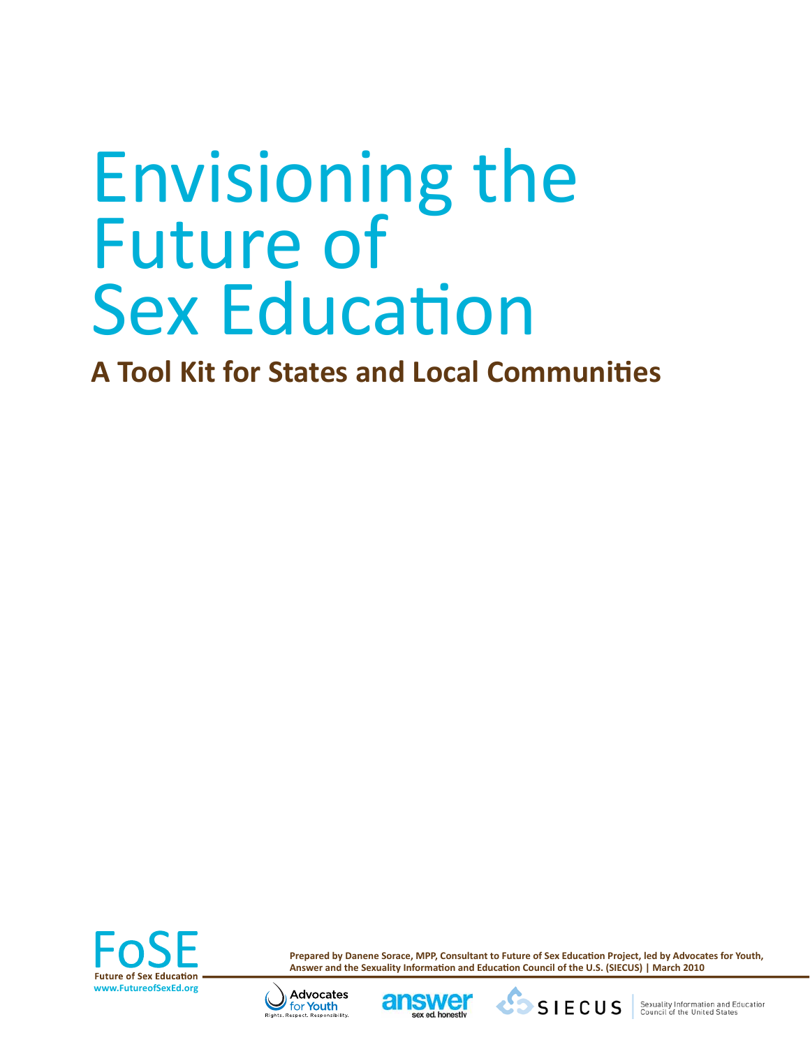# Envisioning the Future of Sex Education

## A Tool Kit for States and Local Communities

FoSE
Future of Sex Education
www.FutureofSexEd.org

**Prepared by Danene Sorace, MPP, Consultant to Future of Sex Education Project, led by Advocates for Youth, Answer and the Sexuality Information and Education Council of the U.S. (SIECUS) | March 2010**

Advocates for Youth — Rights. Respect. Responsibility.

answer — sex ed, honestly

SIECUS — Sexuality Information and Education Council of the United States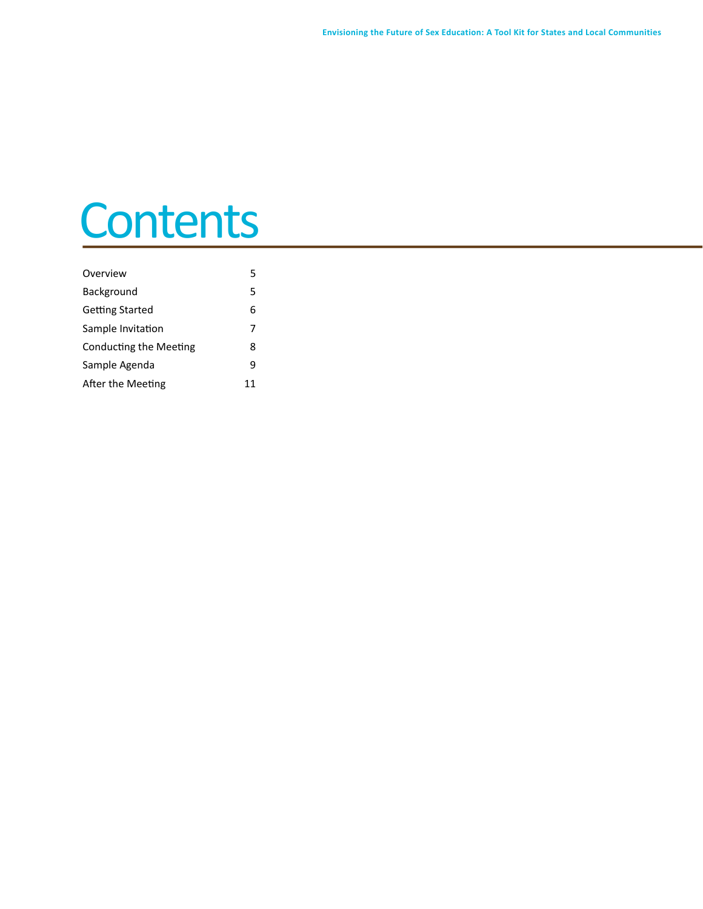# Contents

| | |
|---|---|
| Overview | 5 |
| Background | 5 |
| Getting Started | 6 |
| Sample Invitation | 7 |
| Conducting the Meeting | 8 |
| Sample Agenda | 9 |
| After the Meeting | 11 |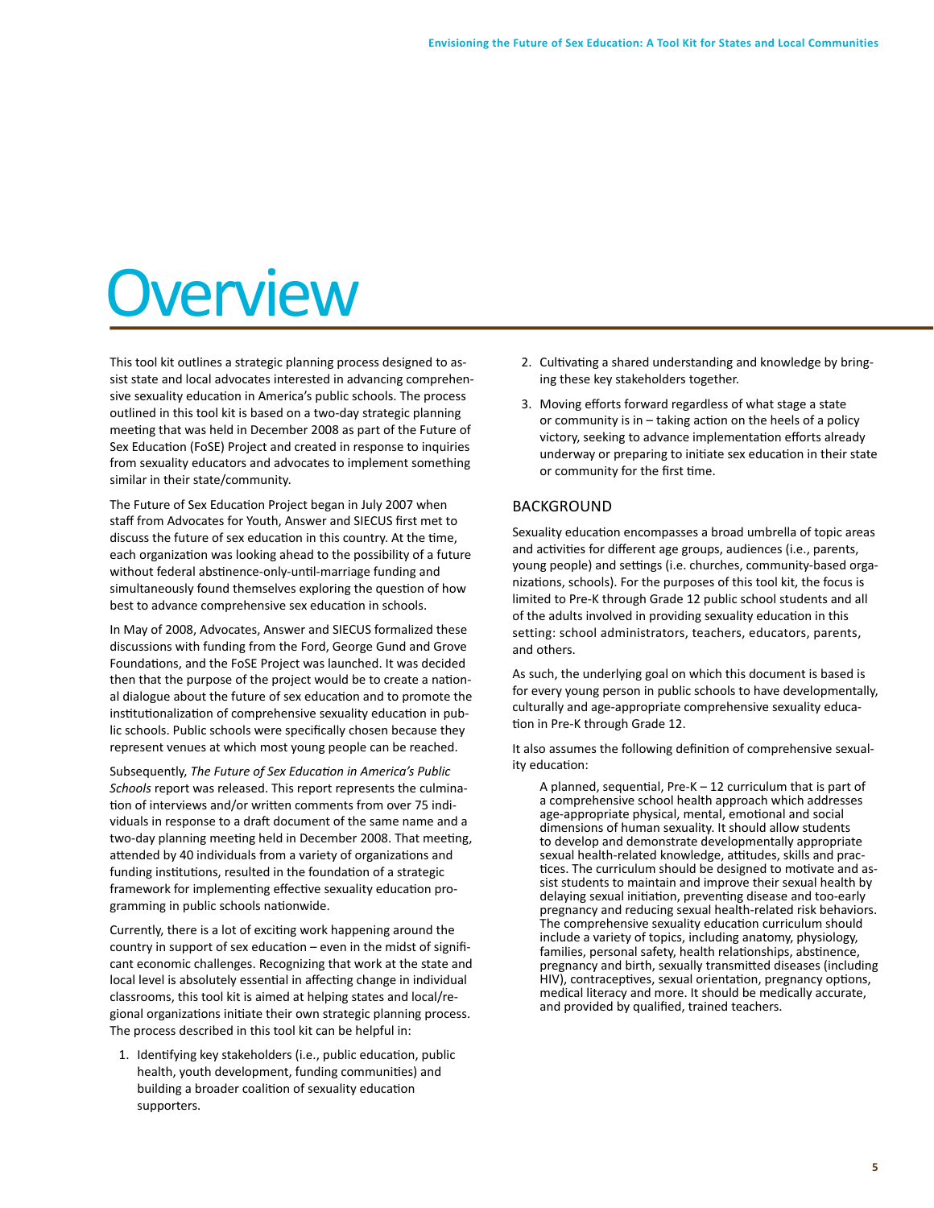# Overview

This tool kit outlines a strategic planning process designed to assist state and local advocates interested in advancing comprehensive sexuality education in America's public schools. The process outlined in this tool kit is based on a two-day strategic planning meeting that was held in December 2008 as part of the Future of Sex Education (FoSE) Project and created in response to inquiries from sexuality educators and advocates to implement something similar in their state/community.

The Future of Sex Education Project began in July 2007 when staff from Advocates for Youth, Answer and SIECUS first met to discuss the future of sex education in this country. At the time, each organization was looking ahead to the possibility of a future without federal abstinence-only-until-marriage funding and simultaneously found themselves exploring the question of how best to advance comprehensive sex education in schools.

In May of 2008, Advocates, Answer and SIECUS formalized these discussions with funding from the Ford, George Gund and Grove Foundations, and the FoSE Project was launched. It was decided then that the purpose of the project would be to create a national dialogue about the future of sex education and to promote the institutionalization of comprehensive sexuality education in public schools. Public schools were specifically chosen because they represent venues at which most young people can be reached.

Subsequently, *The Future of Sex Education in America's Public Schools* report was released. This report represents the culmination of interviews and/or written comments from over 75 individuals in response to a draft document of the same name and a two-day planning meeting held in December 2008. That meeting, attended by 40 individuals from a variety of organizations and funding institutions, resulted in the foundation of a strategic framework for implementing effective sexuality education programming in public schools nationwide.

Currently, there is a lot of exciting work happening around the country in support of sex education – even in the midst of significant economic challenges. Recognizing that work at the state and local level is absolutely essential in affecting change in individual classrooms, this tool kit is aimed at helping states and local/regional organizations initiate their own strategic planning process. The process described in this tool kit can be helpful in:

1. Identifying key stakeholders (i.e., public education, public health, youth development, funding communities) and building a broader coalition of sexuality education supporters.
2. Cultivating a shared understanding and knowledge by bringing these key stakeholders together.
3. Moving efforts forward regardless of what stage a state or community is in – taking action on the heels of a policy victory, seeking to advance implementation efforts already underway or preparing to initiate sex education in their state or community for the first time.

## BACKGROUND

Sexuality education encompasses a broad umbrella of topic areas and activities for different age groups, audiences (i.e., parents, young people) and settings (i.e. churches, community-based organizations, schools). For the purposes of this tool kit, the focus is limited to Pre-K through Grade 12 public school students and all of the adults involved in providing sexuality education in this setting: school administrators, teachers, educators, parents, and others.

As such, the underlying goal on which this document is based is for every young person in public schools to have developmentally, culturally and age-appropriate comprehensive sexuality education in Pre-K through Grade 12.

It also assumes the following definition of comprehensive sexuality education:

> A planned, sequential, Pre-K – 12 curriculum that is part of a comprehensive school health approach which addresses age-appropriate physical, mental, emotional and social dimensions of human sexuality. It should allow students to develop and demonstrate developmentally appropriate sexual health-related knowledge, attitudes, skills and practices. The curriculum should be designed to motivate and assist students to maintain and improve their sexual health by delaying sexual initiation, preventing disease and too-early pregnancy and reducing sexual health-related risk behaviors. The comprehensive sexuality education curriculum should include a variety of topics, including anatomy, physiology, families, personal safety, health relationships, abstinence, pregnancy and birth, sexually transmitted diseases (including HIV), contraceptives, sexual orientation, pregnancy options, medical literacy and more. It should be medically accurate, and provided by qualified, trained teachers.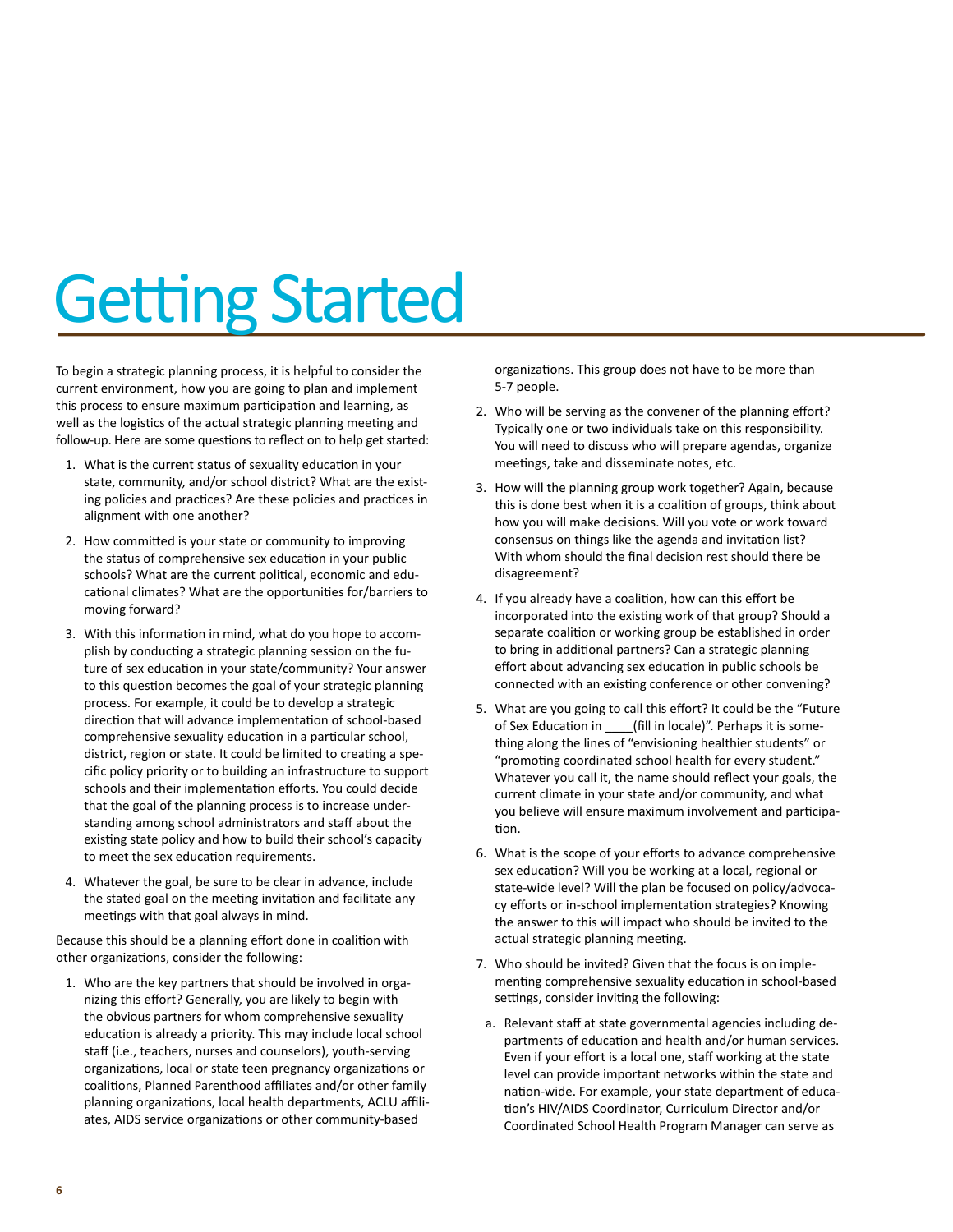# Getting Started

To begin a strategic planning process, it is helpful to consider the current environment, how you are going to plan and implement this process to ensure maximum participation and learning, as well as the logistics of the actual strategic planning meeting and follow-up. Here are some questions to reflect on to help get started:

1. What is the current status of sexuality education in your state, community, and/or school district? What are the existing policies and practices? Are these policies and practices in alignment with one another?
2. How committed is your state or community to improving the status of comprehensive sex education in your public schools? What are the current political, economic and educational climates? What are the opportunities for/barriers to moving forward?
3. With this information in mind, what do you hope to accomplish by conducting a strategic planning session on the future of sex education in your state/community? Your answer to this question becomes the goal of your strategic planning process. For example, it could be to develop a strategic direction that will advance implementation of school-based comprehensive sexuality education in a particular school, district, region or state. It could be limited to creating a specific policy priority or to building an infrastructure to support schools and their implementation efforts. You could decide that the goal of the planning process is to increase understanding among school administrators and staff about the existing state policy and how to build their school's capacity to meet the sex education requirements.
4. Whatever the goal, be sure to be clear in advance, include the stated goal on the meeting invitation and facilitate any meetings with that goal always in mind.

Because this should be a planning effort done in coalition with other organizations, consider the following:

1. Who are the key partners that should be involved in organizing this effort? Generally, you are likely to begin with the obvious partners for whom comprehensive sexuality education is already a priority. This may include local school staff (i.e., teachers, nurses and counselors), youth-serving organizations, local or state teen pregnancy organizations or coalitions, Planned Parenthood affiliates and/or other family planning organizations, local health departments, ACLU affiliates, AIDS service organizations or other community-based organizations. This group does not have to be more than 5-7 people.
2. Who will be serving as the convener of the planning effort? Typically one or two individuals take on this responsibility. You will need to discuss who will prepare agendas, organize meetings, take and disseminate notes, etc.
3. How will the planning group work together? Again, because this is done best when it is a coalition of groups, think about how you will make decisions. Will you vote or work toward consensus on things like the agenda and invitation list? With whom should the final decision rest should there be disagreement?
4. If you already have a coalition, how can this effort be incorporated into the existing work of that group? Should a separate coalition or working group be established in order to bring in additional partners? Can a strategic planning effort about advancing sex education in public schools be connected with an existing conference or other convening?
5. What are you going to call this effort? It could be the "Future of Sex Education in ____(fill in locale)". Perhaps it is something along the lines of "envisioning healthier students" or "promoting coordinated school health for every student." Whatever you call it, the name should reflect your goals, the current climate in your state and/or community, and what you believe will ensure maximum involvement and participation.
6. What is the scope of your efforts to advance comprehensive sex education? Will you be working at a local, regional or state-wide level? Will the plan be focused on policy/advocacy efforts or in-school implementation strategies? Knowing the answer to this will impact who should be invited to the actual strategic planning meeting.
7. Who should be invited? Given that the focus is on implementing comprehensive sexuality education in school-based settings, consider inviting the following:
   a. Relevant staff at state governmental agencies including departments of education and health and/or human services. Even if your effort is a local one, staff working at the state level can provide important networks within the state and nation-wide. For example, your state department of education's HIV/AIDS Coordinator, Curriculum Director and/or Coordinated School Health Program Manager can serve as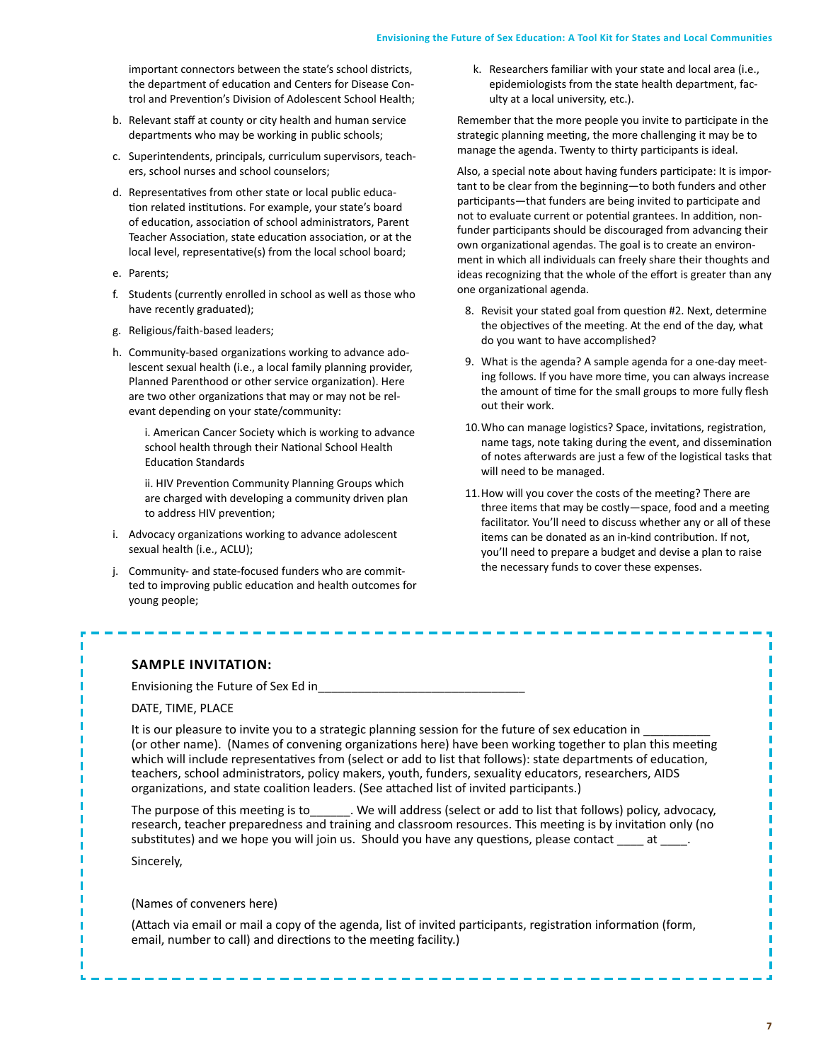important connectors between the state's school districts, the department of education and Centers for Disease Control and Prevention's Division of Adolescent School Health;

b. Relevant staff at county or city health and human service departments who may be working in public schools;

c. Superintendents, principals, curriculum supervisors, teachers, school nurses and school counselors;

d. Representatives from other state or local public education related institutions. For example, your state's board of education, association of school administrators, Parent Teacher Association, state education association, or at the local level, representative(s) from the local school board;

e. Parents;

f. Students (currently enrolled in school as well as those who have recently graduated);

g. Religious/faith-based leaders;

h. Community-based organizations working to advance adolescent sexual health (i.e., a local family planning provider, Planned Parenthood or other service organization). Here are two other organizations that may or may not be relevant depending on your state/community:

   i. American Cancer Society which is working to advance school health through their National School Health Education Standards

   ii. HIV Prevention Community Planning Groups which are charged with developing a community driven plan to address HIV prevention;

i. Advocacy organizations working to advance adolescent sexual health (i.e., ACLU);

j. Community- and state-focused funders who are committed to improving public education and health outcomes for young people;

k. Researchers familiar with your state and local area (i.e., epidemiologists from the state health department, faculty at a local university, etc.).

Remember that the more people you invite to participate in the strategic planning meeting, the more challenging it may be to manage the agenda. Twenty to thirty participants is ideal.

Also, a special note about having funders participate: It is important to be clear from the beginning—to both funders and other participants—that funders are being invited to participate and not to evaluate current or potential grantees. In addition, non-funder participants should be discouraged from advancing their own organizational agendas. The goal is to create an environment in which all individuals can freely share their thoughts and ideas recognizing that the whole of the effort is greater than any one organizational agenda.

8. Revisit your stated goal from question #2. Next, determine the objectives of the meeting. At the end of the day, what do you want to have accomplished?

9. What is the agenda? A sample agenda for a one-day meeting follows. If you have more time, you can always increase the amount of time for the small groups to more fully flesh out their work.

10. Who can manage logistics? Space, invitations, registration, name tags, note taking during the event, and dissemination of notes afterwards are just a few of the logistical tasks that will need to be managed.

11. How will you cover the costs of the meeting? There are three items that may be costly—space, food and a meeting facilitator. You'll need to discuss whether any or all of these items can be donated as an in-kind contribution. If not, you'll need to prepare a budget and devise a plan to raise the necessary funds to cover these expenses.

---

**SAMPLE INVITATION:**

Envisioning the Future of Sex Ed in______________________________

DATE, TIME, PLACE

It is our pleasure to invite you to a strategic planning session for the future of sex education in __________ (or other name). (Names of convening organizations here) have been working together to plan this meeting which will include representatives from (select or add to list that follows): state departments of education, teachers, school administrators, policy makers, youth, funders, sexuality educators, researchers, AIDS organizations, and state coalition leaders. (See attached list of invited participants.)

The purpose of this meeting is to______. We will address (select or add to list that follows) policy, advocacy, research, teacher preparedness and training and classroom resources. This meeting is by invitation only (no substitutes) and we hope you will join us. Should you have any questions, please contact ____ at ____.

Sincerely,

(Names of conveners here)

(Attach via email or mail a copy of the agenda, list of invited participants, registration information (form, email, number to call) and directions to the meeting facility.)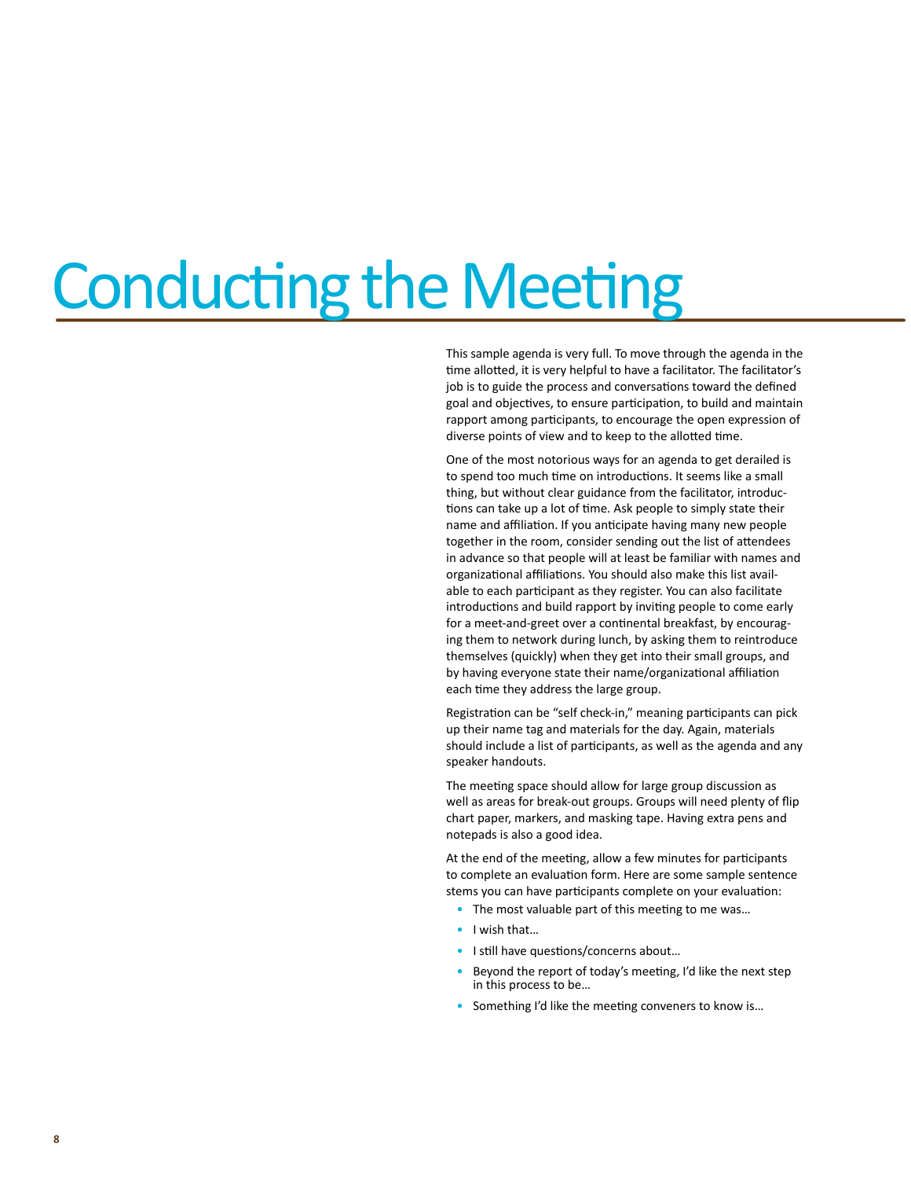# Conducting the Meeting

This sample agenda is very full. To move through the agenda in the time allotted, it is very helpful to have a facilitator. The facilitator's job is to guide the process and conversations toward the defined goal and objectives, to ensure participation, to build and maintain rapport among participants, to encourage the open expression of diverse points of view and to keep to the allotted time.

One of the most notorious ways for an agenda to get derailed is to spend too much time on introductions. It seems like a small thing, but without clear guidance from the facilitator, introductions can take up a lot of time. Ask people to simply state their name and affiliation. If you anticipate having many new people together in the room, consider sending out the list of attendees in advance so that people will at least be familiar with names and organizational affiliations. You should also make this list available to each participant as they register. You can also facilitate introductions and build rapport by inviting people to come early for a meet-and-greet over a continental breakfast, by encouraging them to network during lunch, by asking them to reintroduce themselves (quickly) when they get into their small groups, and by having everyone state their name/organizational affiliation each time they address the large group.

Registration can be "self check-in," meaning participants can pick up their name tag and materials for the day. Again, materials should include a list of participants, as well as the agenda and any speaker handouts.

The meeting space should allow for large group discussion as well as areas for break-out groups. Groups will need plenty of flip chart paper, markers, and masking tape. Having extra pens and notepads is also a good idea.

At the end of the meeting, allow a few minutes for participants to complete an evaluation form. Here are some sample sentence stems you can have participants complete on your evaluation:

- The most valuable part of this meeting to me was…
- I wish that…
- I still have questions/concerns about…
- Beyond the report of today's meeting, I'd like the next step in this process to be…
- Something I'd like the meeting conveners to know is…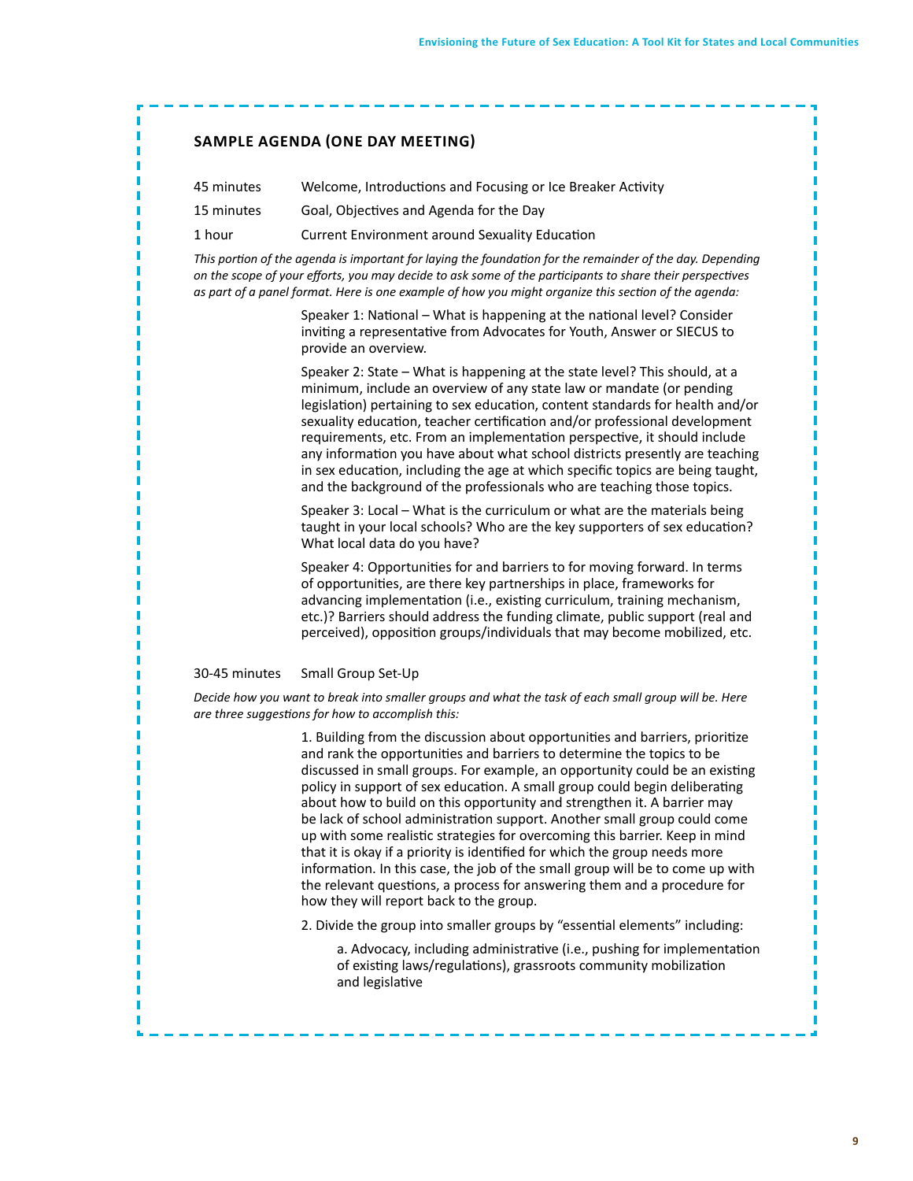### SAMPLE AGENDA (ONE DAY MEETING)

45 minutes — Welcome, Introductions and Focusing or Ice Breaker Activity

15 minutes — Goal, Objectives and Agenda for the Day

1 hour — Current Environment around Sexuality Education

*This portion of the agenda is important for laying the foundation for the remainder of the day. Depending on the scope of your efforts, you may decide to ask some of the participants to share their perspectives as part of a panel format. Here is one example of how you might organize this section of the agenda:*

Speaker 1: National – What is happening at the national level? Consider inviting a representative from Advocates for Youth, Answer or SIECUS to provide an overview.

Speaker 2: State – What is happening at the state level? This should, at a minimum, include an overview of any state law or mandate (or pending legislation) pertaining to sex education, content standards for health and/or sexuality education, teacher certification and/or professional development requirements, etc. From an implementation perspective, it should include any information you have about what school districts presently are teaching in sex education, including the age at which specific topics are being taught, and the background of the professionals who are teaching those topics.

Speaker 3: Local – What is the curriculum or what are the materials being taught in your local schools? Who are the key supporters of sex education? What local data do you have?

Speaker 4: Opportunities for and barriers to for moving forward. In terms of opportunities, are there key partnerships in place, frameworks for advancing implementation (i.e., existing curriculum, training mechanism, etc.)? Barriers should address the funding climate, public support (real and perceived), opposition groups/individuals that may become mobilized, etc.

30-45 minutes — Small Group Set-Up

*Decide how you want to break into smaller groups and what the task of each small group will be. Here are three suggestions for how to accomplish this:*

1. Building from the discussion about opportunities and barriers, prioritize and rank the opportunities and barriers to determine the topics to be discussed in small groups. For example, an opportunity could be an existing policy in support of sex education. A small group could begin deliberating about how to build on this opportunity and strengthen it. A barrier may be lack of school administration support. Another small group could come up with some realistic strategies for overcoming this barrier. Keep in mind that it is okay if a priority is identified for which the group needs more information. In this case, the job of the small group will be to come up with the relevant questions, a process for answering them and a procedure for how they will report back to the group.

2. Divide the group into smaller groups by "essential elements" including:

   a. Advocacy, including administrative (i.e., pushing for implementation of existing laws/regulations), grassroots community mobilization and legislative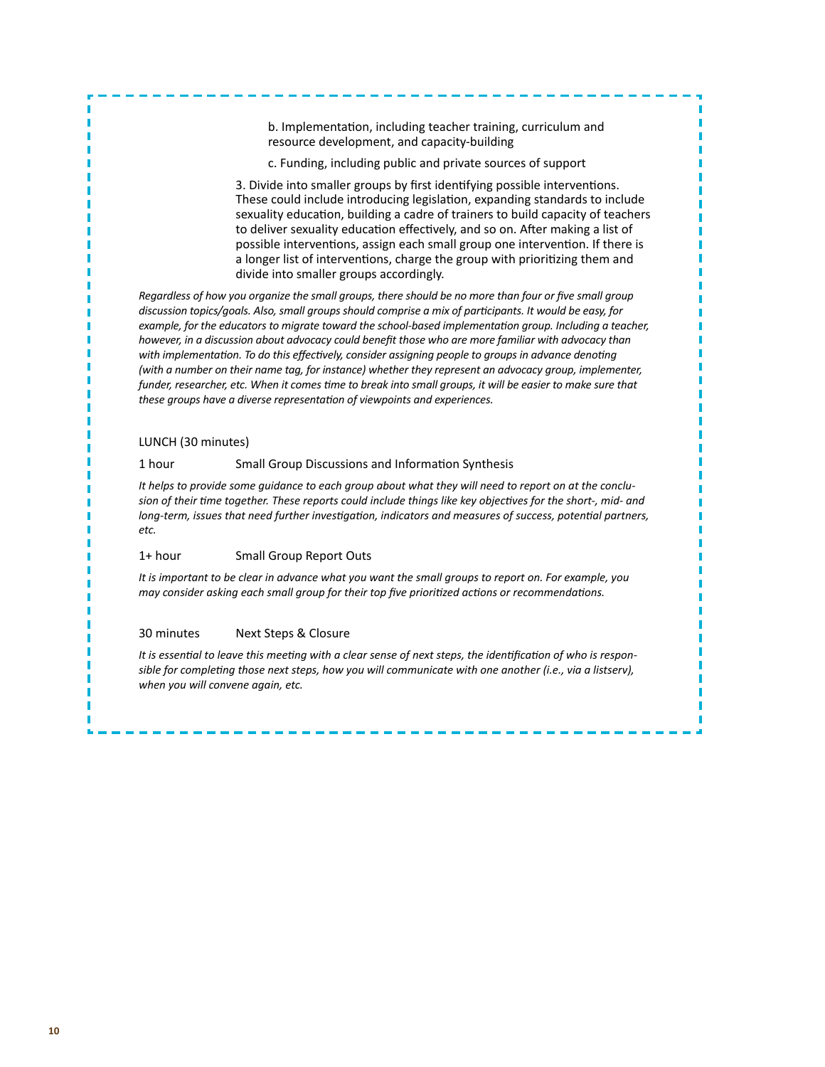b. Implementation, including teacher training, curriculum and resource development, and capacity-building

c. Funding, including public and private sources of support

3. Divide into smaller groups by first identifying possible interventions. These could include introducing legislation, expanding standards to include sexuality education, building a cadre of trainers to build capacity of teachers to deliver sexuality education effectively, and so on. After making a list of possible interventions, assign each small group one intervention. If there is a longer list of interventions, charge the group with prioritizing them and divide into smaller groups accordingly.

*Regardless of how you organize the small groups, there should be no more than four or five small group discussion topics/goals. Also, small groups should comprise a mix of participants. It would be easy, for example, for the educators to migrate toward the school-based implementation group. Including a teacher, however, in a discussion about advocacy could benefit those who are more familiar with advocacy than with implementation. To do this effectively, consider assigning people to groups in advance denoting (with a number on their name tag, for instance) whether they represent an advocacy group, implementer, funder, researcher, etc. When it comes time to break into small groups, it will be easier to make sure that these groups have a diverse representation of viewpoints and experiences.*

LUNCH (30 minutes)

1 hour Small Group Discussions and Information Synthesis

*It helps to provide some guidance to each group about what they will need to report on at the conclusion of their time together. These reports could include things like key objectives for the short-, mid- and long-term, issues that need further investigation, indicators and measures of success, potential partners, etc.*

1+ hour Small Group Report Outs

*It is important to be clear in advance what you want the small groups to report on. For example, you may consider asking each small group for their top five prioritized actions or recommendations.*

30 minutes Next Steps & Closure

*It is essential to leave this meeting with a clear sense of next steps, the identification of who is responsible for completing those next steps, how you will communicate with one another (i.e., via a listserv), when you will convene again, etc.*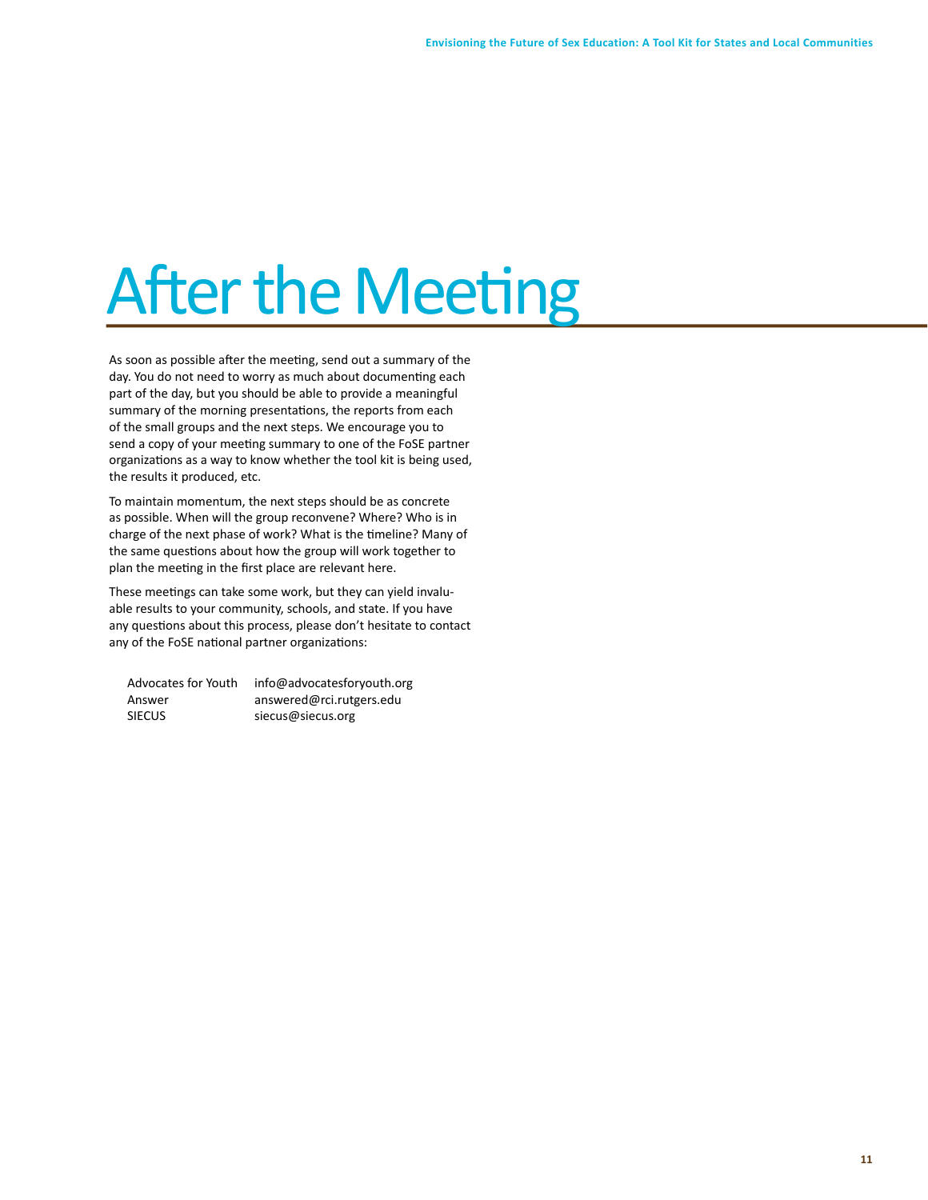# After the Meeting

As soon as possible after the meeting, send out a summary of the day. You do not need to worry as much about documenting each part of the day, but you should be able to provide a meaningful summary of the morning presentations, the reports from each of the small groups and the next steps. We encourage you to send a copy of your meeting summary to one of the FoSE partner organizations as a way to know whether the tool kit is being used, the results it produced, etc.

To maintain momentum, the next steps should be as concrete as possible. When will the group reconvene? Where? Who is in charge of the next phase of work? What is the timeline? Many of the same questions about how the group will work together to plan the meeting in the first place are relevant here.

These meetings can take some work, but they can yield invaluable results to your community, schools, and state. If you have any questions about this process, please don't hesitate to contact any of the FoSE national partner organizations:

| | |
|---|---|
| Advocates for Youth | info@advocatesforyouth.org |
| Answer | answered@rci.rutgers.edu |
| SIECUS | siecus@siecus.org |